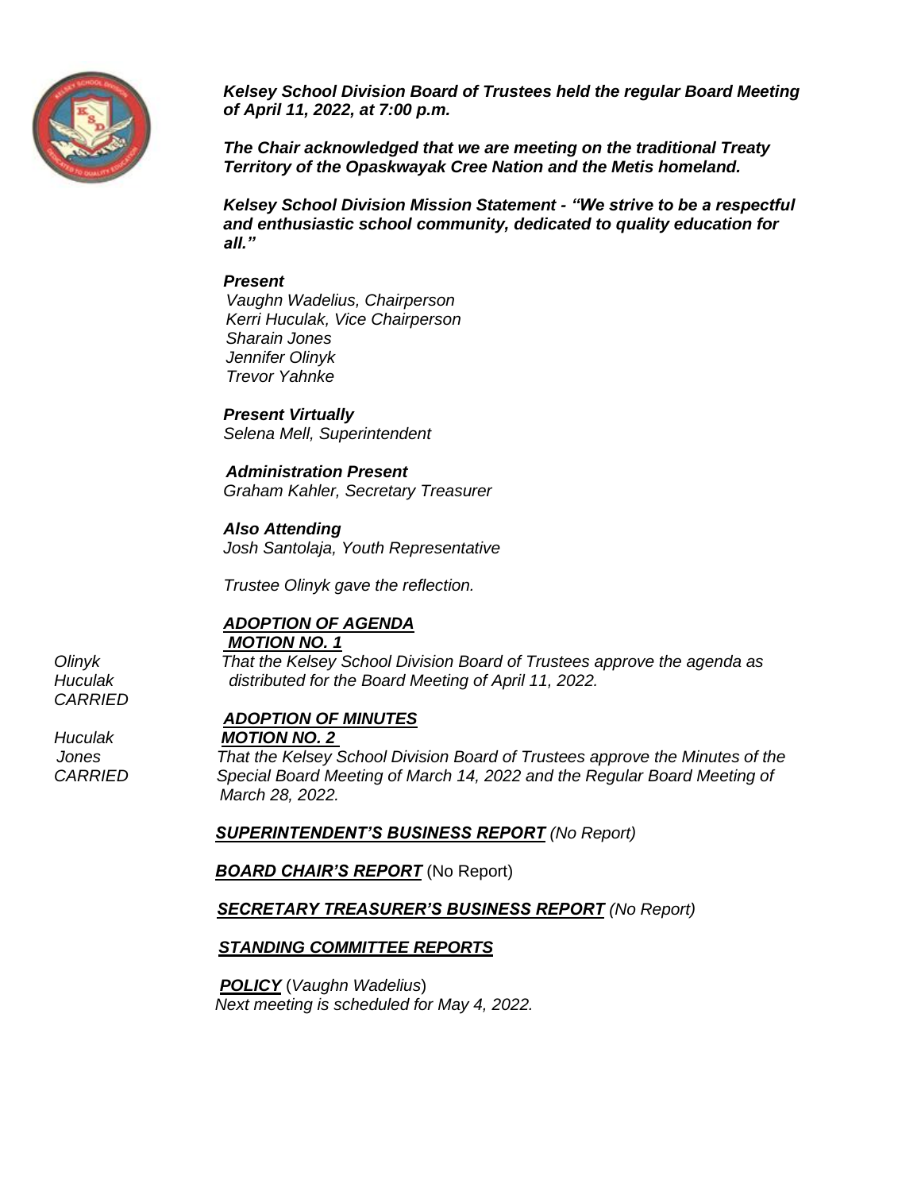***Kelsey School Division Board of Trustees held the regular Board Meeting of April 11, 2022, at 7:00 p.m.***

***The Chair acknowledged that we are meeting on the traditional Treaty Territory of the Opaskwayak Cree Nation and the Metis homeland.***

***Kelsey School Division Mission Statement - "We strive to be a respectful and enthusiastic school community, dedicated to quality education for all."***

***Present***
*Vaughn Wadelius, Chairperson*
*Kerri Huculak, Vice Chairperson*
*Sharain Jones*
*Jennifer Olinyk*
*Trevor Yahnke*

***Present Virtually***
*Selena Mell, Superintendent*

***Administration Present***
*Graham Kahler, Secretary Treasurer*

***Also Attending***
*Josh Santolaja, Youth Representative*

*Trustee Olinyk gave the reflection.*

***ADOPTION OF AGENDA***

***MOTION NO. 1***

*Olinyk*
*Huculak*
*CARRIED*

*That the Kelsey School Division Board of Trustees approve the agenda as distributed for the Board Meeting of April 11, 2022.*

***ADOPTION OF MINUTES***

***MOTION NO. 2***

*Huculak*
*Jones*
*CARRIED*

*That the Kelsey School Division Board of Trustees approve the Minutes of the Special Board Meeting of March 14, 2022 and the Regular Board Meeting of March 28, 2022.*

***SUPERINTENDENT'S BUSINESS REPORT*** *(No Report)*

***BOARD CHAIR'S REPORT*** (No Report)

***SECRETARY TREASURER'S BUSINESS REPORT*** *(No Report)*

***STANDING COMMITTEE REPORTS***

***POLICY*** (*Vaughn Wadelius*)
*Next meeting is scheduled for May 4, 2022.*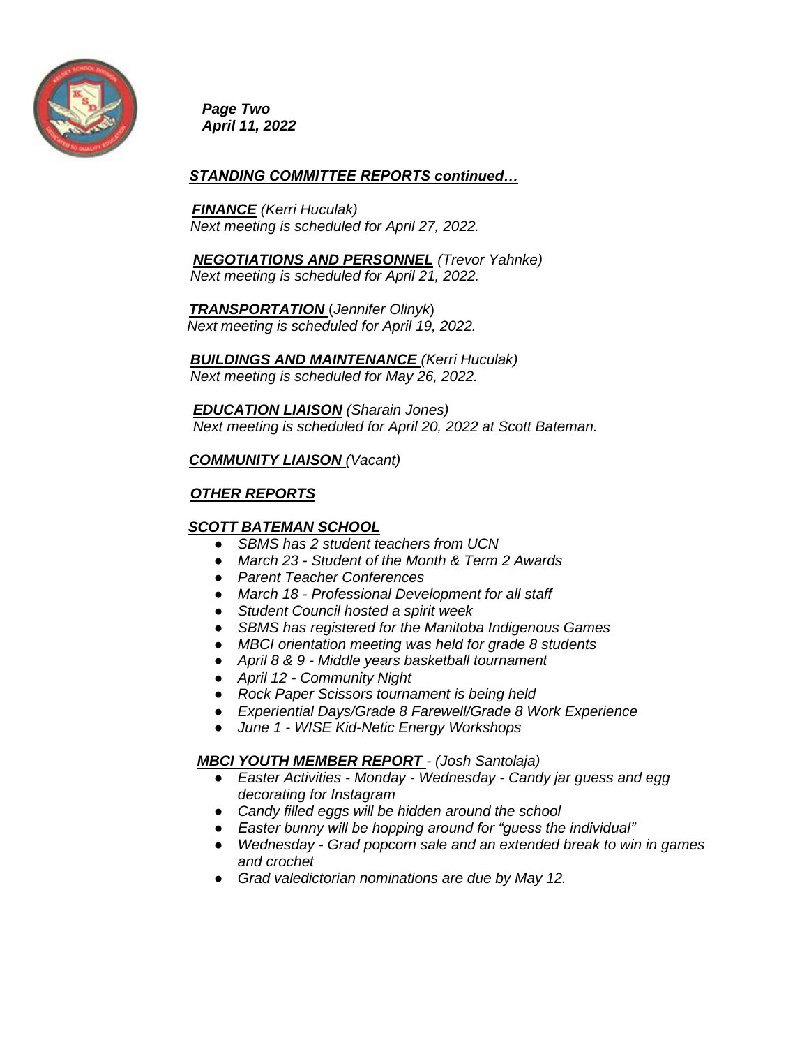*Page Two*
*April 11, 2022*

***STANDING COMMITTEE REPORTS continued…***

***FINANCE*** *(Kerri Huculak)*
*Next meeting is scheduled for April 27, 2022.*

***NEGOTIATIONS AND PERSONNEL*** *(Trevor Yahnke)*
*Next meeting is scheduled for April 21, 2022.*

***TRANSPORTATION*** *(Jennifer Olinyk)*
*Next meeting is scheduled for April 19, 2022.*

***BUILDINGS AND MAINTENANCE*** *(Kerri Huculak)*
*Next meeting is scheduled for May 26, 2022.*

***EDUCATION LIAISON*** *(Sharain Jones)*
*Next meeting is scheduled for April 20, 2022 at Scott Bateman.*

***COMMUNITY LIAISON*** *(Vacant)*

***OTHER REPORTS***

***SCOTT BATEMAN SCHOOL***

- *SBMS has 2 student teachers from UCN*
- *March 23 - Student of the Month & Term 2 Awards*
- *Parent Teacher Conferences*
- *March 18 - Professional Development for all staff*
- *Student Council hosted a spirit week*
- *SBMS has registered for the Manitoba Indigenous Games*
- *MBCI orientation meeting was held for grade 8 students*
- *April 8 & 9 - Middle years basketball tournament*
- *April 12 - Community Night*
- *Rock Paper Scissors tournament is being held*
- *Experiential Days/Grade 8 Farewell/Grade 8 Work Experience*
- *June 1 - WISE Kid-Netic Energy Workshops*

***MBCI YOUTH MEMBER REPORT*** *- (Josh Santolaja)*

- *Easter Activities - Monday - Wednesday - Candy jar guess and egg decorating for Instagram*
- *Candy filled eggs will be hidden around the school*
- *Easter bunny will be hopping around for "guess the individual"*
- *Wednesday - Grad popcorn sale and an extended break to win in games and crochet*
- *Grad valedictorian nominations are due by May 12.*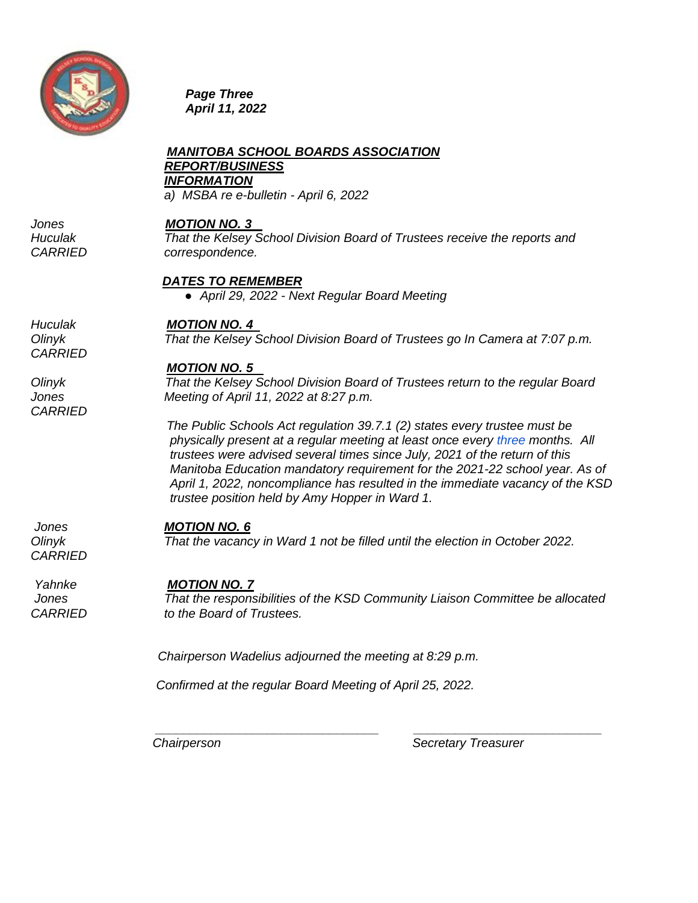***Page Three***
***April 11, 2022***

***MANITOBA SCHOOL BOARDS ASSOCIATION REPORT/BUSINESS INFORMATION***

*a) MSBA re e-bulletin - April 6, 2022*

*Jones*
*Huculak*
*CARRIED*

***MOTION NO. 3***
*That the Kelsey School Division Board of Trustees receive the reports and correspondence.*

***DATES TO REMEMBER***

- *April 29, 2022 - Next Regular Board Meeting*

*Huculak*
*Olinyk*
*CARRIED*

***MOTION NO. 4***
*That the Kelsey School Division Board of Trustees go In Camera at 7:07 p.m.*

*Olinyk*
*Jones*
*CARRIED*

***MOTION NO. 5***
*That the Kelsey School Division Board of Trustees return to the regular Board Meeting of April 11, 2022 at 8:27 p.m.*

*The Public Schools Act regulation 39.7.1 (2) states every trustee must be physically present at a regular meeting at least once every three months. All trustees were advised several times since July, 2021 of the return of this Manitoba Education mandatory requirement for the 2021-22 school year. As of April 1, 2022, noncompliance has resulted in the immediate vacancy of the KSD trustee position held by Amy Hopper in Ward 1.*

*Jones*
*Olinyk*
*CARRIED*

***MOTION NO. 6***
*That the vacancy in Ward 1 not be filled until the election in October 2022.*

*Yahnke*
*Jones*
*CARRIED*

***MOTION NO. 7***
*That the responsibilities of the KSD Community Liaison Committee be allocated to the Board of Trustees.*

*Chairperson Wadelius adjourned the meeting at 8:29 p.m.*

*Confirmed at the regular Board Meeting of April 25, 2022.*

\_\_\_\_\_\_\_\_\_\_\_\_\_\_\_\_\_\_\_\_\_\_\_\_\_\_\_\_\_\_\_\_\_
*Chairperson*

\_\_\_\_\_\_\_\_\_\_\_\_\_\_\_\_\_\_\_\_\_\_\_\_\_\_\_\_\_\_\_\_\_
*Secretary Treasurer*